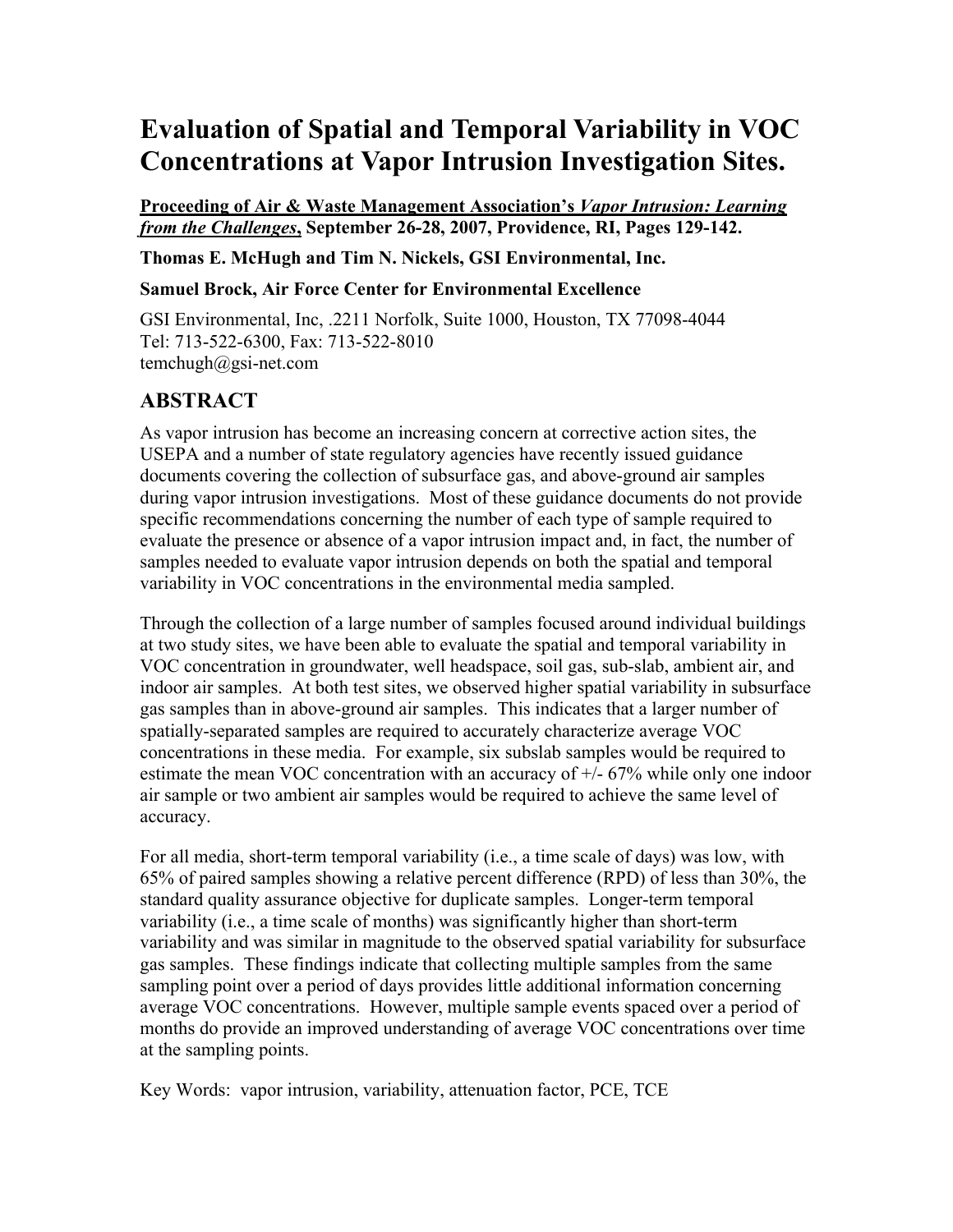# Evaluation of Spatial and Temporal Variability in VOC Concentrations at Vapor Intrusion Investigation Sites.

**Proceeding of Air & Waste Management Association's *Vapor Intrusion: Learning from the Challenges*, September 26-28, 2007, Providence, RI, Pages 129-142.**

**Thomas E. McHugh and Tim N. Nickels, GSI Environmental, Inc.**

**Samuel Brock, Air Force Center for Environmental Excellence**

GSI Environmental, Inc, .2211 Norfolk, Suite 1000, Houston, TX 77098-4044
Tel: 713-522-6300, Fax: 713-522-8010
temchugh@gsi-net.com

## ABSTRACT

As vapor intrusion has become an increasing concern at corrective action sites, the USEPA and a number of state regulatory agencies have recently issued guidance documents covering the collection of subsurface gas, and above-ground air samples during vapor intrusion investigations. Most of these guidance documents do not provide specific recommendations concerning the number of each type of sample required to evaluate the presence or absence of a vapor intrusion impact and, in fact, the number of samples needed to evaluate vapor intrusion depends on both the spatial and temporal variability in VOC concentrations in the environmental media sampled.

Through the collection of a large number of samples focused around individual buildings at two study sites, we have been able to evaluate the spatial and temporal variability in VOC concentration in groundwater, well headspace, soil gas, sub-slab, ambient air, and indoor air samples. At both test sites, we observed higher spatial variability in subsurface gas samples than in above-ground air samples. This indicates that a larger number of spatially-separated samples are required to accurately characterize average VOC concentrations in these media. For example, six subslab samples would be required to estimate the mean VOC concentration with an accuracy of +/- 67% while only one indoor air sample or two ambient air samples would be required to achieve the same level of accuracy.

For all media, short-term temporal variability (i.e., a time scale of days) was low, with 65% of paired samples showing a relative percent difference (RPD) of less than 30%, the standard quality assurance objective for duplicate samples. Longer-term temporal variability (i.e., a time scale of months) was significantly higher than short-term variability and was similar in magnitude to the observed spatial variability for subsurface gas samples. These findings indicate that collecting multiple samples from the same sampling point over a period of days provides little additional information concerning average VOC concentrations. However, multiple sample events spaced over a period of months do provide an improved understanding of average VOC concentrations over time at the sampling points.

Key Words: vapor intrusion, variability, attenuation factor, PCE, TCE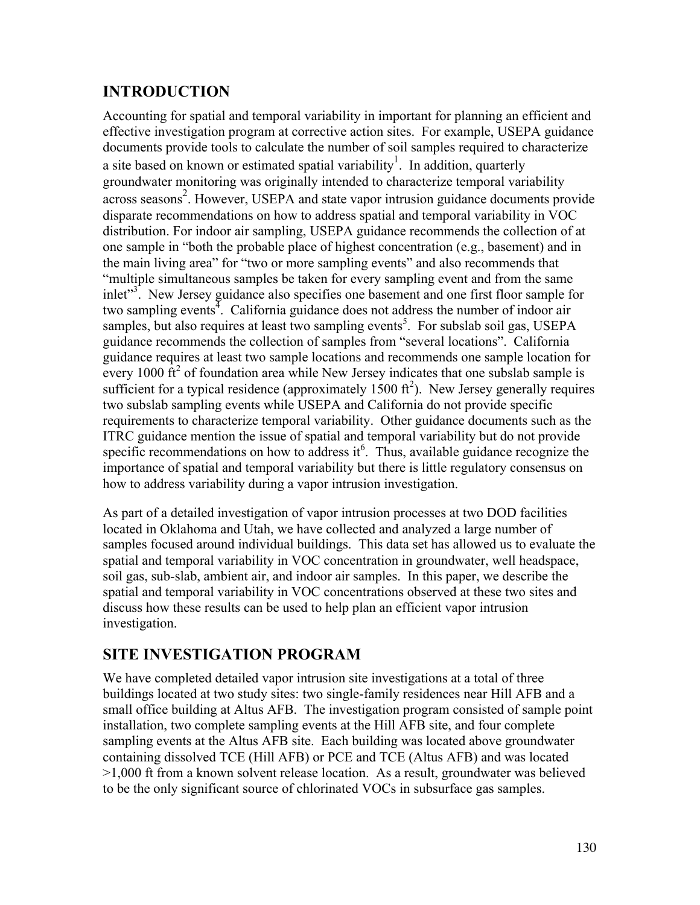## INTRODUCTION

Accounting for spatial and temporal variability in important for planning an efficient and effective investigation program at corrective action sites. For example, USEPA guidance documents provide tools to calculate the number of soil samples required to characterize a site based on known or estimated spatial variability[1]. In addition, quarterly groundwater monitoring was originally intended to characterize temporal variability across seasons[2]. However, USEPA and state vapor intrusion guidance documents provide disparate recommendations on how to address spatial and temporal variability in VOC distribution. For indoor air sampling, USEPA guidance recommends the collection of at one sample in "both the probable place of highest concentration (e.g., basement) and in the main living area" for "two or more sampling events" and also recommends that "multiple simultaneous samples be taken for every sampling event and from the same inlet"[3]. New Jersey guidance also specifies one basement and one first floor sample for two sampling events[4]. California guidance does not address the number of indoor air samples, but also requires at least two sampling events[5]. For subslab soil gas, USEPA guidance recommends the collection of samples from "several locations". California guidance requires at least two sample locations and recommends one sample location for every 1000 $ft^2$ of foundation area while New Jersey indicates that one subslab sample is sufficient for a typical residence (approximately 1500 $ft^2$). New Jersey generally requires two subslab sampling events while USEPA and California do not provide specific requirements to characterize temporal variability. Other guidance documents such as the ITRC guidance mention the issue of spatial and temporal variability but do not provide specific recommendations on how to address it[6]. Thus, available guidance recognize the importance of spatial and temporal variability but there is little regulatory consensus on how to address variability during a vapor intrusion investigation.

As part of a detailed investigation of vapor intrusion processes at two DOD facilities located in Oklahoma and Utah, we have collected and analyzed a large number of samples focused around individual buildings. This data set has allowed us to evaluate the spatial and temporal variability in VOC concentration in groundwater, well headspace, soil gas, sub-slab, ambient air, and indoor air samples. In this paper, we describe the spatial and temporal variability in VOC concentrations observed at these two sites and discuss how these results can be used to help plan an efficient vapor intrusion investigation.

## SITE INVESTIGATION PROGRAM

We have completed detailed vapor intrusion site investigations at a total of three buildings located at two study sites: two single-family residences near Hill AFB and a small office building at Altus AFB. The investigation program consisted of sample point installation, two complete sampling events at the Hill AFB site, and four complete sampling events at the Altus AFB site. Each building was located above groundwater containing dissolved TCE (Hill AFB) or PCE and TCE (Altus AFB) and was located >1,000 ft from a known solvent release location. As a result, groundwater was believed to be the only significant source of chlorinated VOCs in subsurface gas samples.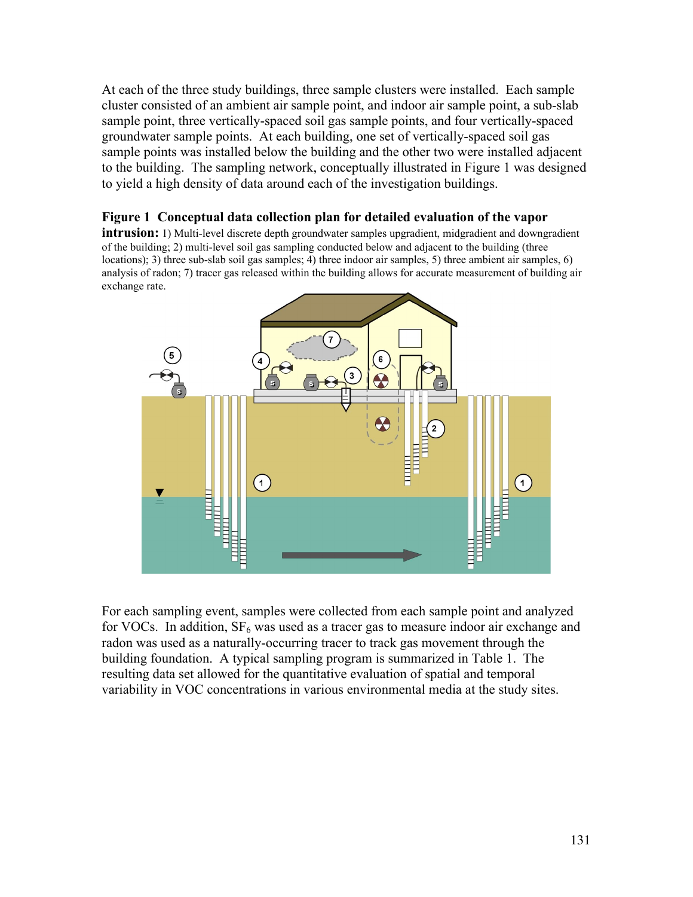At each of the three study buildings, three sample clusters were installed. Each sample cluster consisted of an ambient air sample point, and indoor air sample point, a sub-slab sample point, three vertically-spaced soil gas sample points, and four vertically-spaced groundwater sample points. At each building, one set of vertically-spaced soil gas sample points was installed below the building and the other two were installed adjacent to the building. The sampling network, conceptually illustrated in Figure 1 was designed to yield a high density of data around each of the investigation buildings.

**Figure 1 Conceptual data collection plan for detailed evaluation of the vapor intrusion:** 1) Multi-level discrete depth groundwater samples upgradient, midgradient and downgradient of the building; 2) multi-level soil gas sampling conducted below and adjacent to the building (three locations); 3) three sub-slab soil gas samples; 4) three indoor air samples, 5) three ambient air samples, 6) analysis of radon; 7) tracer gas released within the building allows for accurate measurement of building air exchange rate.

For each sampling event, samples were collected from each sample point and analyzed for VOCs. In addition, $SF_6$ was used as a tracer gas to measure indoor air exchange and radon was used as a naturally-occurring tracer to track gas movement through the building foundation. A typical sampling program is summarized in Table 1. The resulting data set allowed for the quantitative evaluation of spatial and temporal variability in VOC concentrations in various environmental media at the study sites.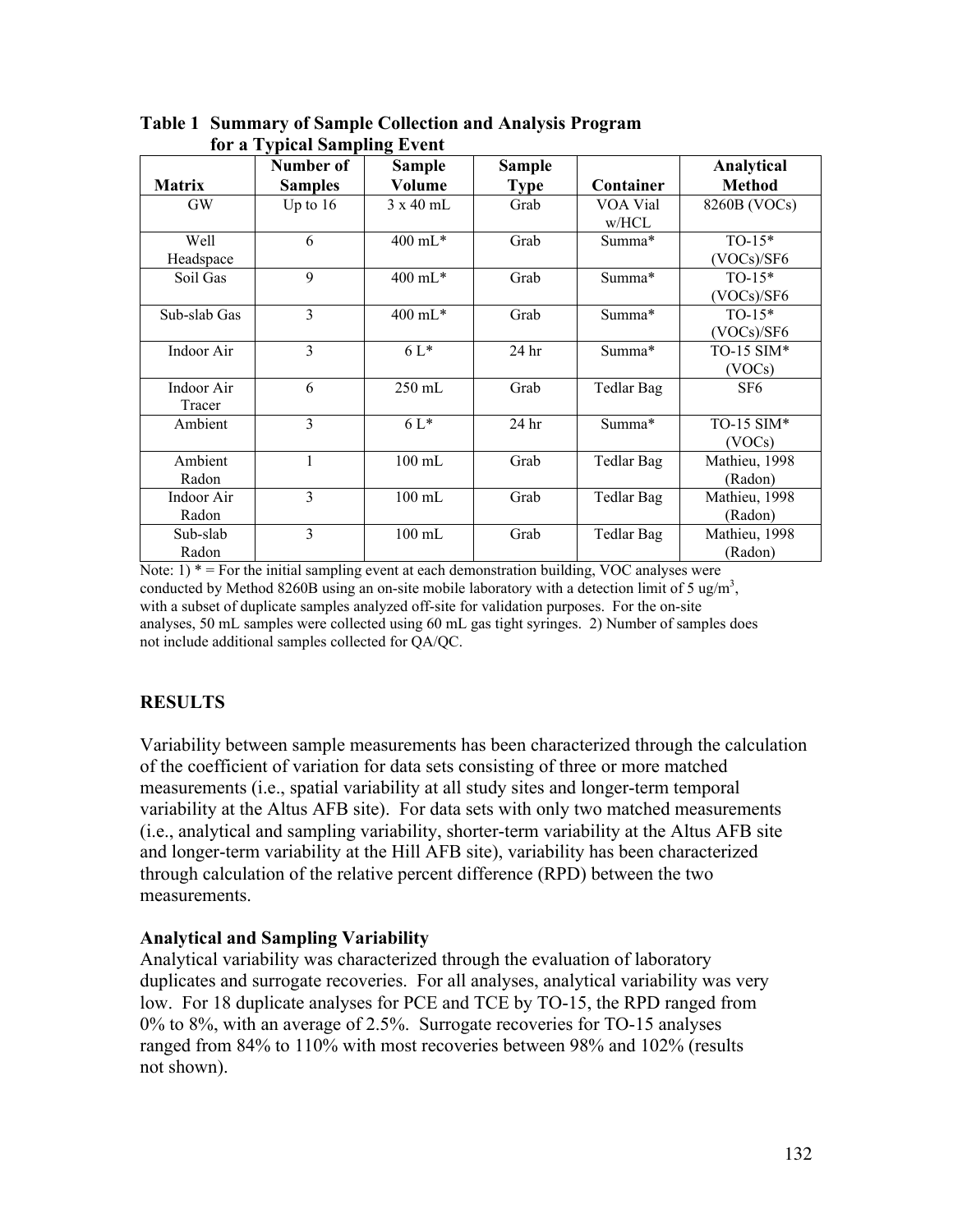**Table 1 Summary of Sample Collection and Analysis Program for a Typical Sampling Event**

| Matrix | Number of Samples | Sample Volume | Sample Type | Container | Analytical Method |
|---|---|---|---|---|---|
| GW | Up to 16 | 3 x 40 mL | Grab | VOA Vial w/HCL | 8260B (VOCs) |
| Well Headspace | 6 | 400 mL* | Grab | Summa* | TO-15* (VOCs)/SF6 |
| Soil Gas | 9 | 400 mL* | Grab | Summa* | TO-15* (VOCs)/SF6 |
| Sub-slab Gas | 3 | 400 mL* | Grab | Summa* | TO-15* (VOCs)/SF6 |
| Indoor Air | 3 | 6 L* | 24 hr | Summa* | TO-15 SIM* (VOCs) |
| Indoor Air Tracer | 6 | 250 mL | Grab | Tedlar Bag | SF6 |
| Ambient | 3 | 6 L* | 24 hr | Summa* | TO-15 SIM* (VOCs) |
| Ambient Radon | 1 | 100 mL | Grab | Tedlar Bag | Mathieu, 1998 (Radon) |
| Indoor Air Radon | 3 | 100 mL | Grab | Tedlar Bag | Mathieu, 1998 (Radon) |
| Sub-slab Radon | 3 | 100 mL | Grab | Tedlar Bag | Mathieu, 1998 (Radon) |

Note: 1) * = For the initial sampling event at each demonstration building, VOC analyses were conducted by Method 8260B using an on-site mobile laboratory with a detection limit of 5 ug/m$^3$, with a subset of duplicate samples analyzed off-site for validation purposes. For the on-site analyses, 50 mL samples were collected using 60 mL gas tight syringes. 2) Number of samples does not include additional samples collected for QA/QC.

## RESULTS

Variability between sample measurements has been characterized through the calculation of the coefficient of variation for data sets consisting of three or more matched measurements (i.e., spatial variability at all study sites and longer-term temporal variability at the Altus AFB site). For data sets with only two matched measurements (i.e., analytical and sampling variability, shorter-term variability at the Altus AFB site and longer-term variability at the Hill AFB site), variability has been characterized through calculation of the relative percent difference (RPD) between the two measurements.

### Analytical and Sampling Variability

Analytical variability was characterized through the evaluation of laboratory duplicates and surrogate recoveries. For all analyses, analytical variability was very low. For 18 duplicate analyses for PCE and TCE by TO-15, the RPD ranged from 0% to 8%, with an average of 2.5%. Surrogate recoveries for TO-15 analyses ranged from 84% to 110% with most recoveries between 98% and 102% (results not shown).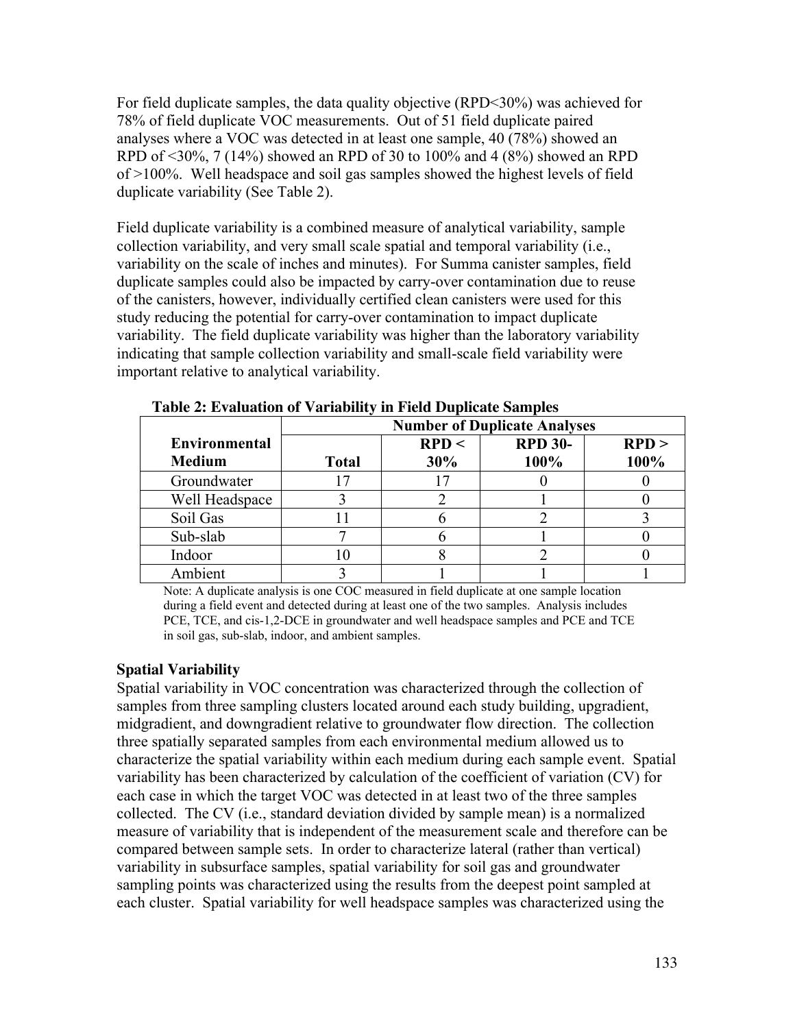For field duplicate samples, the data quality objective (RPD<30%) was achieved for 78% of field duplicate VOC measurements. Out of 51 field duplicate paired analyses where a VOC was detected in at least one sample, 40 (78%) showed an RPD of <30%, 7 (14%) showed an RPD of 30 to 100% and 4 (8%) showed an RPD of >100%. Well headspace and soil gas samples showed the highest levels of field duplicate variability (See Table 2).

Field duplicate variability is a combined measure of analytical variability, sample collection variability, and very small scale spatial and temporal variability (i.e., variability on the scale of inches and minutes). For Summa canister samples, field duplicate samples could also be impacted by carry-over contamination due to reuse of the canisters, however, individually certified clean canisters were used for this study reducing the potential for carry-over contamination to impact duplicate variability. The field duplicate variability was higher than the laboratory variability indicating that sample collection variability and small-scale field variability were important relative to analytical variability.

**Table 2: Evaluation of Variability in Field Duplicate Samples**

| Environmental Medium | Number of Duplicate Analyses | | | |
|---|---|---|---|---|
| | Total | RPD < 30% | RPD 30-100% | RPD > 100% |
| Groundwater | 17 | 17 | 0 | 0 |
| Well Headspace | 3 | 2 | 1 | 0 |
| Soil Gas | 11 | 6 | 2 | 3 |
| Sub-slab | 7 | 6 | 1 | 0 |
| Indoor | 10 | 8 | 2 | 0 |
| Ambient | 3 | 1 | 1 | 1 |

Note: A duplicate analysis is one COC measured in field duplicate at one sample location during a field event and detected during at least one of the two samples. Analysis includes PCE, TCE, and cis-1,2-DCE in groundwater and well headspace samples and PCE and TCE in soil gas, sub-slab, indoor, and ambient samples.

### Spatial Variability

Spatial variability in VOC concentration was characterized through the collection of samples from three sampling clusters located around each study building, upgradient, midgradient, and downgradient relative to groundwater flow direction. The collection three spatially separated samples from each environmental medium allowed us to characterize the spatial variability within each medium during each sample event. Spatial variability has been characterized by calculation of the coefficient of variation (CV) for each case in which the target VOC was detected in at least two of the three samples collected. The CV (i.e., standard deviation divided by sample mean) is a normalized measure of variability that is independent of the measurement scale and therefore can be compared between sample sets. In order to characterize lateral (rather than vertical) variability in subsurface samples, spatial variability for soil gas and groundwater sampling points was characterized using the results from the deepest point sampled at each cluster. Spatial variability for well headspace samples was characterized using the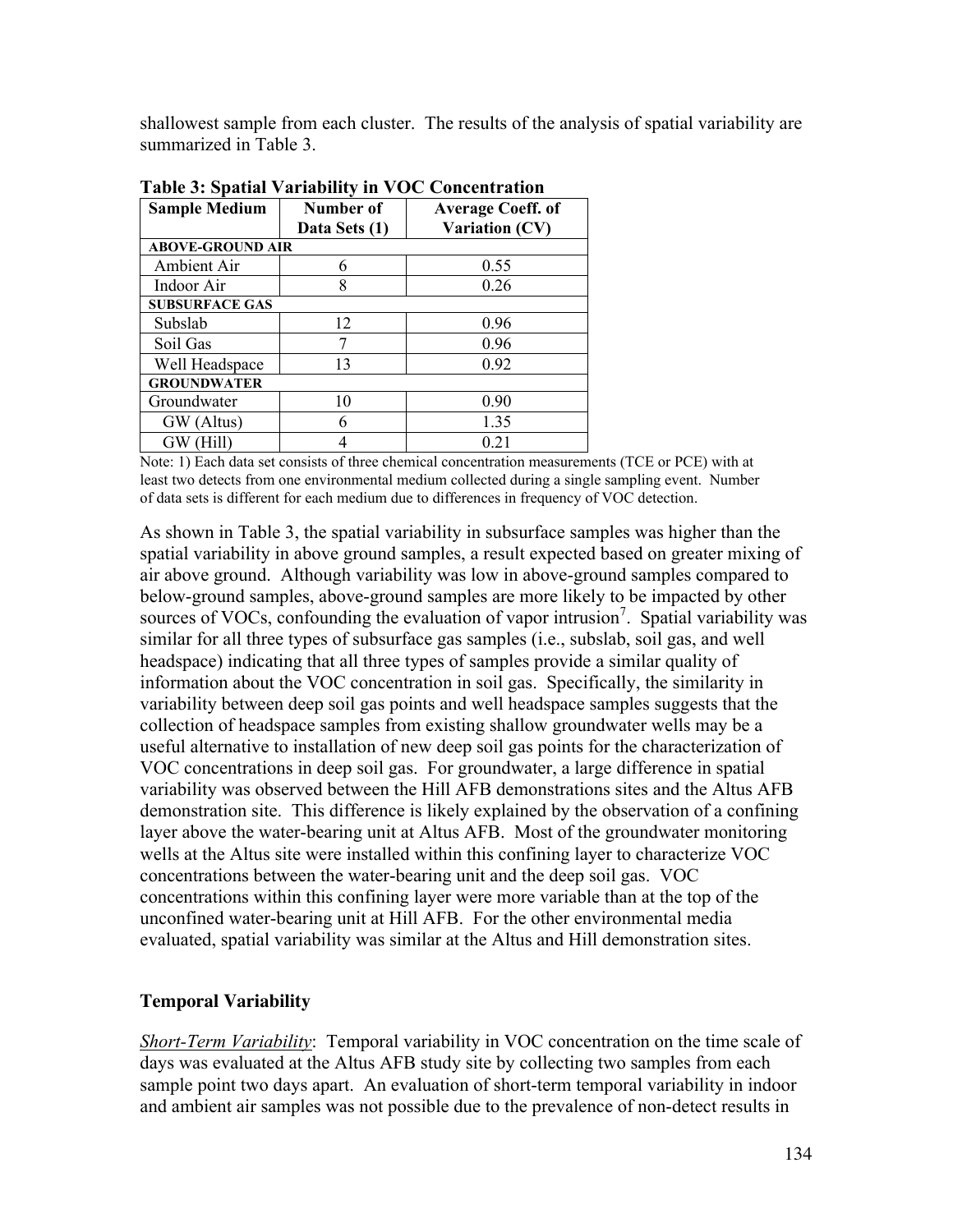shallowest sample from each cluster. The results of the analysis of spatial variability are summarized in Table 3.

**Table 3: Spatial Variability in VOC Concentration**

| Sample Medium | Number of Data Sets (1) | Average Coeff. of Variation (CV) |
|---|---|---|
| **ABOVE-GROUND AIR** | | |
| Ambient Air | 6 | 0.55 |
| Indoor Air | 8 | 0.26 |
| **SUBSURFACE GAS** | | |
| Subslab | 12 | 0.96 |
| Soil Gas | 7 | 0.96 |
| Well Headspace | 13 | 0.92 |
| **GROUNDWATER** | | |
| Groundwater | 10 | 0.90 |
| GW (Altus) | 6 | 1.35 |
| GW (Hill) | 4 | 0.21 |

Note: 1) Each data set consists of three chemical concentration measurements (TCE or PCE) with at least two detects from one environmental medium collected during a single sampling event. Number of data sets is different for each medium due to differences in frequency of VOC detection.

As shown in Table 3, the spatial variability in subsurface samples was higher than the spatial variability in above ground samples, a result expected based on greater mixing of air above ground. Although variability was low in above-ground samples compared to below-ground samples, above-ground samples are more likely to be impacted by other sources of VOCs, confounding the evaluation of vapor intrusion[7]. Spatial variability was similar for all three types of subsurface gas samples (i.e., subslab, soil gas, and well headspace) indicating that all three types of samples provide a similar quality of information about the VOC concentration in soil gas. Specifically, the similarity in variability between deep soil gas points and well headspace samples suggests that the collection of headspace samples from existing shallow groundwater wells may be a useful alternative to installation of new deep soil gas points for the characterization of VOC concentrations in deep soil gas. For groundwater, a large difference in spatial variability was observed between the Hill AFB demonstrations sites and the Altus AFB demonstration site. This difference is likely explained by the observation of a confining layer above the water-bearing unit at Altus AFB. Most of the groundwater monitoring wells at the Altus site were installed within this confining layer to characterize VOC concentrations between the water-bearing unit and the deep soil gas. VOC concentrations within this confining layer were more variable than at the top of the unconfined water-bearing unit at Hill AFB. For the other environmental media evaluated, spatial variability was similar at the Altus and Hill demonstration sites.

## Temporal Variability

*Short-Term Variability*: Temporal variability in VOC concentration on the time scale of days was evaluated at the Altus AFB study site by collecting two samples from each sample point two days apart. An evaluation of short-term temporal variability in indoor and ambient air samples was not possible due to the prevalence of non-detect results in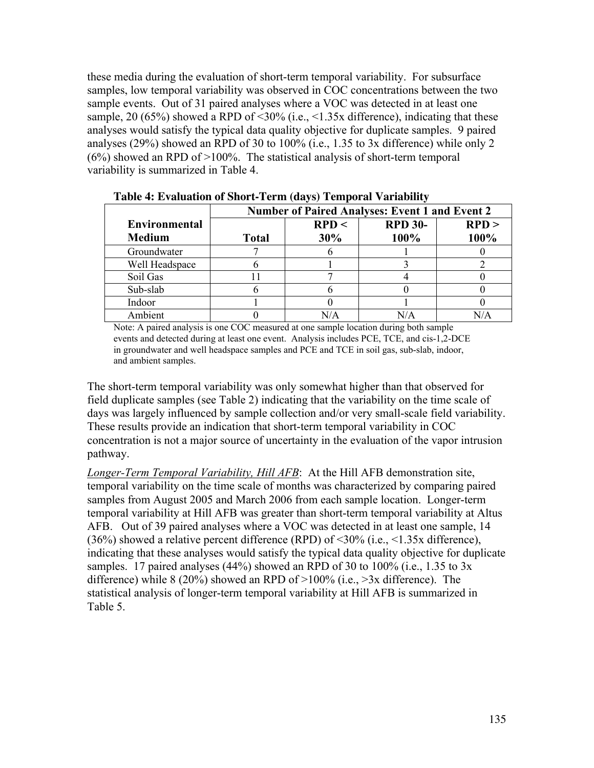these media during the evaluation of short-term temporal variability. For subsurface samples, low temporal variability was observed in COC concentrations between the two sample events. Out of 31 paired analyses where a VOC was detected in at least one sample, 20 (65%) showed a RPD of <30% (i.e., <1.35x difference), indicating that these analyses would satisfy the typical data quality objective for duplicate samples. 9 paired analyses (29%) showed an RPD of 30 to 100% (i.e., 1.35 to 3x difference) while only 2 (6%) showed an RPD of >100%. The statistical analysis of short-term temporal variability is summarized in Table 4.

**Table 4: Evaluation of Short-Term (days) Temporal Variability**

| Environmental Medium | Number of Paired Analyses: Event 1 and Event 2 | | | |
|---|---|---|---|---|
| | **Total** | **RPD < 30%** | **RPD 30-100%** | **RPD > 100%** |
| Groundwater | 7 | 6 | 1 | 0 |
| Well Headspace | 6 | 1 | 3 | 2 |
| Soil Gas | 11 | 7 | 4 | 0 |
| Sub-slab | 6 | 6 | 0 | 0 |
| Indoor | 1 | 0 | 1 | 0 |
| Ambient | 0 | N/A | N/A | N/A |

Note: A paired analysis is one COC measured at one sample location during both sample events and detected during at least one event. Analysis includes PCE, TCE, and cis-1,2-DCE in groundwater and well headspace samples and PCE and TCE in soil gas, sub-slab, indoor, and ambient samples.

The short-term temporal variability was only somewhat higher than that observed for field duplicate samples (see Table 2) indicating that the variability on the time scale of days was largely influenced by sample collection and/or very small-scale field variability. These results provide an indication that short-term temporal variability in COC concentration is not a major source of uncertainty in the evaluation of the vapor intrusion pathway.

*Longer-Term Temporal Variability, Hill AFB*: At the Hill AFB demonstration site, temporal variability on the time scale of months was characterized by comparing paired samples from August 2005 and March 2006 from each sample location. Longer-term temporal variability at Hill AFB was greater than short-term temporal variability at Altus AFB. Out of 39 paired analyses where a VOC was detected in at least one sample, 14 (36%) showed a relative percent difference (RPD) of <30% (i.e., <1.35x difference), indicating that these analyses would satisfy the typical data quality objective for duplicate samples. 17 paired analyses (44%) showed an RPD of 30 to 100% (i.e., 1.35 to 3x difference) while 8 (20%) showed an RPD of >100% (i.e., >3x difference). The statistical analysis of longer-term temporal variability at Hill AFB is summarized in Table 5.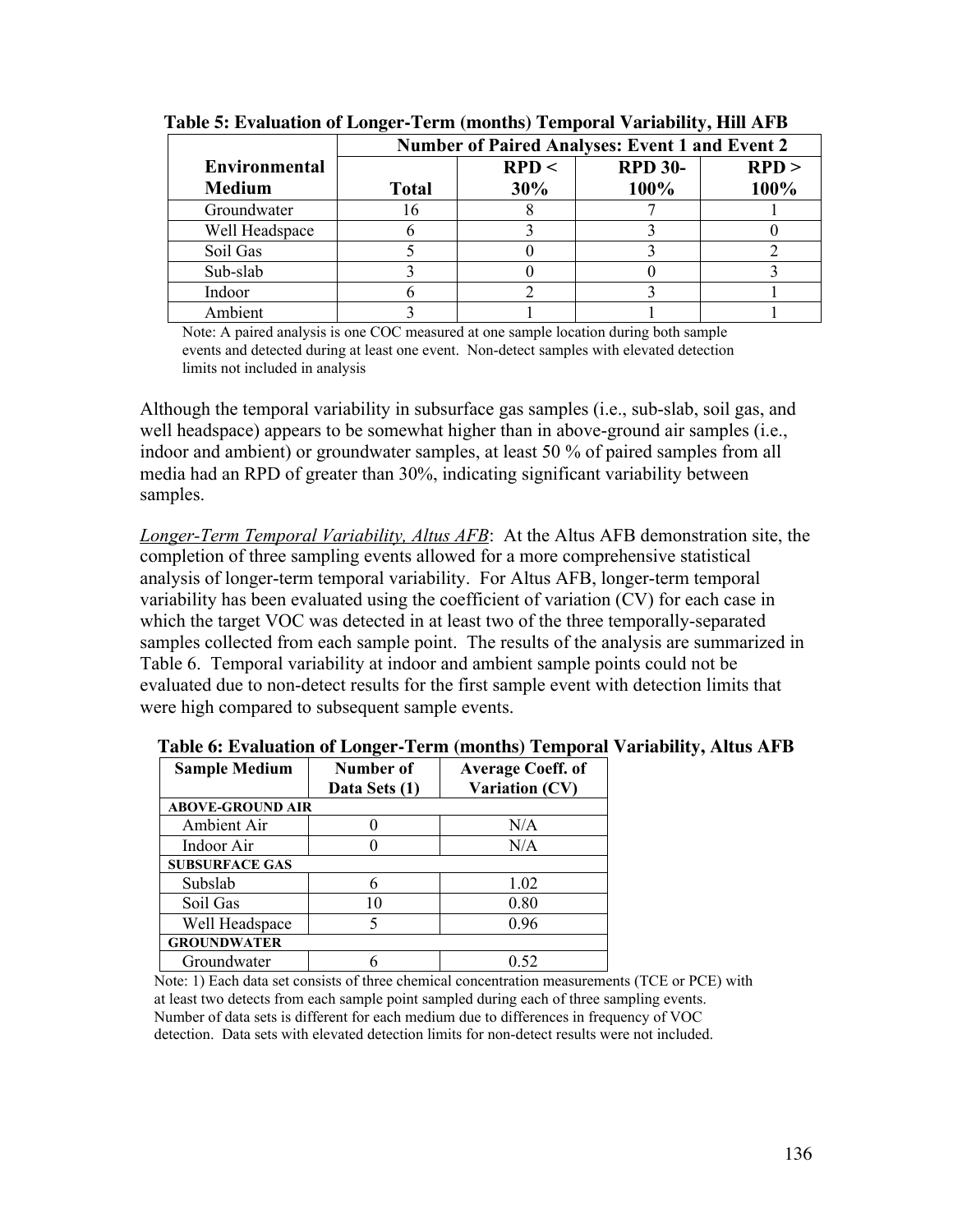**Table 5: Evaluation of Longer-Term (months) Temporal Variability, Hill AFB**

| Environmental Medium | Number of Paired Analyses: Event 1 and Event 2 | | | |
|---|---|---|---|---|
| | Total | RPD < 30% | RPD 30-100% | RPD > 100% |
| Groundwater | 16 | 8 | 7 | 1 |
| Well Headspace | 6 | 3 | 3 | 0 |
| Soil Gas | 5 | 0 | 3 | 2 |
| Sub-slab | 3 | 0 | 0 | 3 |
| Indoor | 6 | 2 | 3 | 1 |
| Ambient | 3 | 1 | 1 | 1 |

Note: A paired analysis is one COC measured at one sample location during both sample events and detected during at least one event. Non-detect samples with elevated detection limits not included in analysis

Although the temporal variability in subsurface gas samples (i.e., sub-slab, soil gas, and well headspace) appears to be somewhat higher than in above-ground air samples (i.e., indoor and ambient) or groundwater samples, at least 50 % of paired samples from all media had an RPD of greater than 30%, indicating significant variability between samples.

*Longer-Term Temporal Variability, Altus AFB*: At the Altus AFB demonstration site, the completion of three sampling events allowed for a more comprehensive statistical analysis of longer-term temporal variability. For Altus AFB, longer-term temporal variability has been evaluated using the coefficient of variation (CV) for each case in which the target VOC was detected in at least two of the three temporally-separated samples collected from each sample point. The results of the analysis are summarized in Table 6. Temporal variability at indoor and ambient sample points could not be evaluated due to non-detect results for the first sample event with detection limits that were high compared to subsequent sample events.

**Table 6: Evaluation of Longer-Term (months) Temporal Variability, Altus AFB**

| Sample Medium | Number of Data Sets (1) | Average Coeff. of Variation (CV) |
|---|---|---|
| **ABOVE-GROUND AIR** | | |
| Ambient Air | 0 | N/A |
| Indoor Air | 0 | N/A |
| **SUBSURFACE GAS** | | |
| Subslab | 6 | 1.02 |
| Soil Gas | 10 | 0.80 |
| Well Headspace | 5 | 0.96 |
| **GROUNDWATER** | | |
| Groundwater | 6 | 0.52 |

Note: 1) Each data set consists of three chemical concentration measurements (TCE or PCE) with at least two detects from each sample point sampled during each of three sampling events. Number of data sets is different for each medium due to differences in frequency of VOC detection. Data sets with elevated detection limits for non-detect results were not included.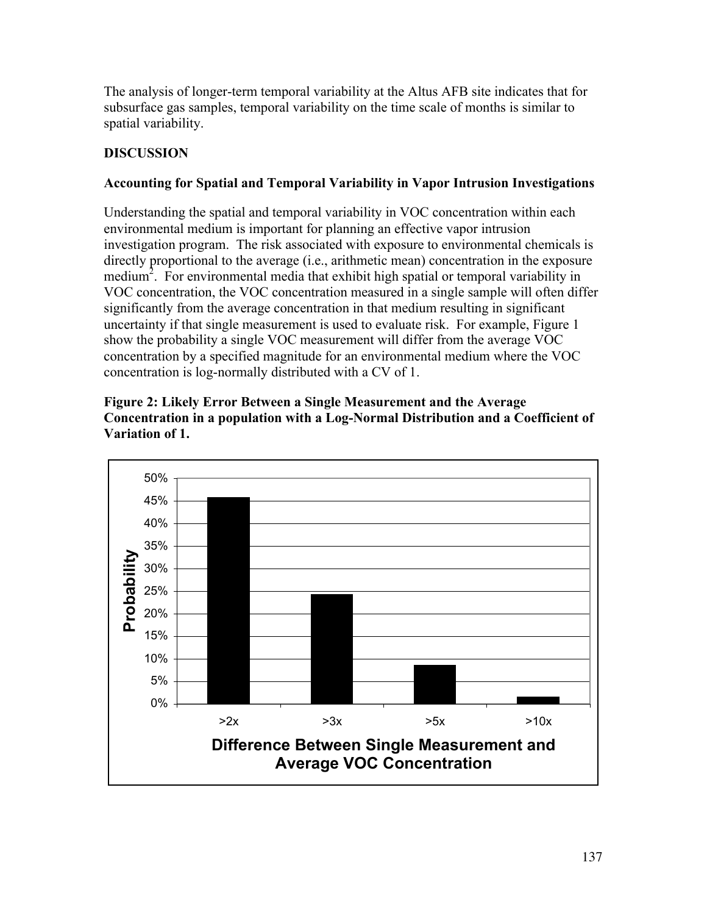The analysis of longer-term temporal variability at the Altus AFB site indicates that for subsurface gas samples, temporal variability on the time scale of months is similar to spatial variability.

## DISCUSSION

### Accounting for Spatial and Temporal Variability in Vapor Intrusion Investigations

Understanding the spatial and temporal variability in VOC concentration within each environmental medium is important for planning an effective vapor intrusion investigation program. The risk associated with exposure to environmental chemicals is directly proportional to the average (i.e., arithmetic mean) concentration in the exposure medium[2]. For environmental media that exhibit high spatial or temporal variability in VOC concentration, the VOC concentration measured in a single sample will often differ significantly from the average concentration in that medium resulting in significant uncertainty if that single measurement is used to evaluate risk. For example, Figure 1 show the probability a single VOC measurement will differ from the average VOC concentration by a specified magnitude for an environmental medium where the VOC concentration is log-normally distributed with a CV of 1.

**Figure 2: Likely Error Between a Single Measurement and the Average Concentration in a population with a Log-Normal Distribution and a Coefficient of Variation of 1.**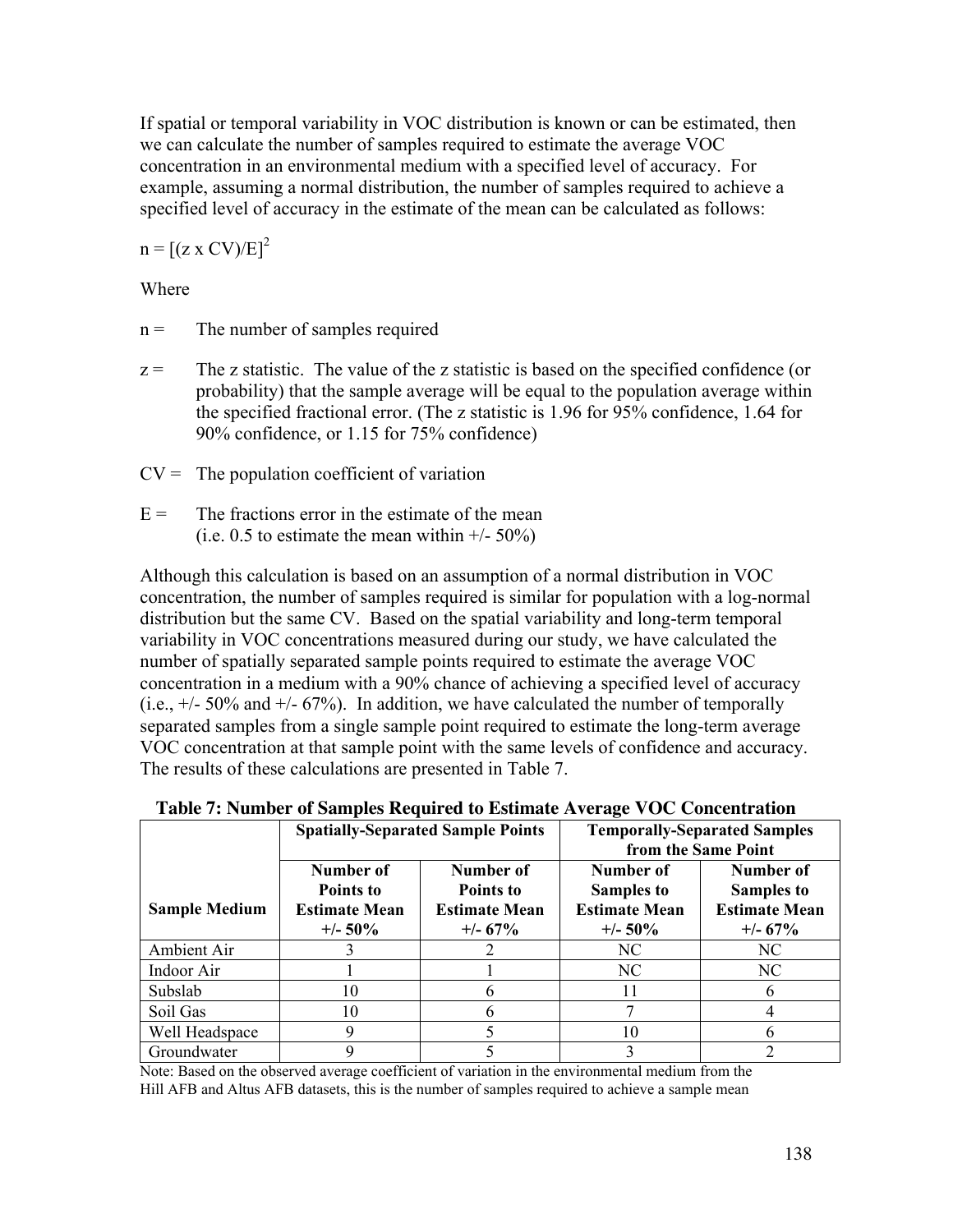If spatial or temporal variability in VOC distribution is known or can be estimated, then we can calculate the number of samples required to estimate the average VOC concentration in an environmental medium with a specified level of accuracy. For example, assuming a normal distribution, the number of samples required to achieve a specified level of accuracy in the estimate of the mean can be calculated as follows:

$$n = [(z \times CV)/E]^2$$

Where

- $n$ = The number of samples required
- $z$ = The z statistic. The value of the z statistic is based on the specified confidence (or probability) that the sample average will be equal to the population average within the specified fractional error. (The z statistic is 1.96 for 95% confidence, 1.64 for 90% confidence, or 1.15 for 75% confidence)
- $CV$ = The population coefficient of variation
- $E$ = The fractions error in the estimate of the mean (i.e. 0.5 to estimate the mean within +/- 50%)

Although this calculation is based on an assumption of a normal distribution in VOC concentration, the number of samples required is similar for population with a log-normal distribution but the same CV. Based on the spatial variability and long-term temporal variability in VOC concentrations measured during our study, we have calculated the number of spatially separated sample points required to estimate the average VOC concentration in a medium with a 90% chance of achieving a specified level of accuracy (i.e., +/- 50% and +/- 67%). In addition, we have calculated the number of temporally separated samples from a single sample point required to estimate the long-term average VOC concentration at that sample point with the same levels of confidence and accuracy. The results of these calculations are presented in Table 7.

**Table 7: Number of Samples Required to Estimate Average VOC Concentration**

| | Spatially-Separated Sample Points | | Temporally-Separated Samples from the Same Point | |
|---|---|---|---|---|
| **Sample Medium** | **Number of Points to Estimate Mean +/- 50%** | **Number of Points to Estimate Mean +/- 67%** | **Number of Samples to Estimate Mean +/- 50%** | **Number of Samples to Estimate Mean +/- 67%** |
| Ambient Air | 3 | 2 | NC | NC |
| Indoor Air | 1 | 1 | NC | NC |
| Subslab | 10 | 6 | 11 | 6 |
| Soil Gas | 10 | 6 | 7 | 4 |
| Well Headspace | 9 | 5 | 10 | 6 |
| Groundwater | 9 | 5 | 3 | 2 |

Note: Based on the observed average coefficient of variation in the environmental medium from the Hill AFB and Altus AFB datasets, this is the number of samples required to achieve a sample mean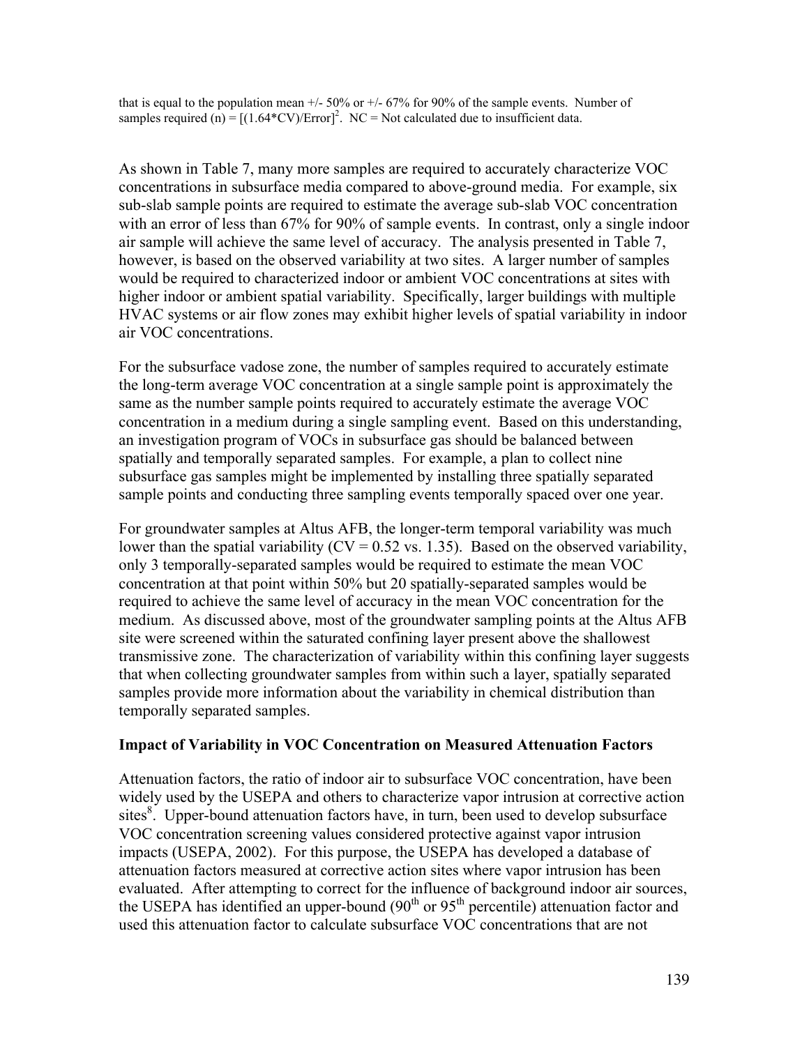that is equal to the population mean +/- 50% or +/- 67% for 90% of the sample events. Number of samples required (n) = $[(1.64*CV)/Error]^2$. NC = Not calculated due to insufficient data.

As shown in Table 7, many more samples are required to accurately characterize VOC concentrations in subsurface media compared to above-ground media. For example, six sub-slab sample points are required to estimate the average sub-slab VOC concentration with an error of less than 67% for 90% of sample events. In contrast, only a single indoor air sample will achieve the same level of accuracy. The analysis presented in Table 7, however, is based on the observed variability at two sites. A larger number of samples would be required to characterized indoor or ambient VOC concentrations at sites with higher indoor or ambient spatial variability. Specifically, larger buildings with multiple HVAC systems or air flow zones may exhibit higher levels of spatial variability in indoor air VOC concentrations.

For the subsurface vadose zone, the number of samples required to accurately estimate the long-term average VOC concentration at a single sample point is approximately the same as the number sample points required to accurately estimate the average VOC concentration in a medium during a single sampling event. Based on this understanding, an investigation program of VOCs in subsurface gas should be balanced between spatially and temporally separated samples. For example, a plan to collect nine subsurface gas samples might be implemented by installing three spatially separated sample points and conducting three sampling events temporally spaced over one year.

For groundwater samples at Altus AFB, the longer-term temporal variability was much lower than the spatial variability (CV = 0.52 vs. 1.35). Based on the observed variability, only 3 temporally-separated samples would be required to estimate the mean VOC concentration at that point within 50% but 20 spatially-separated samples would be required to achieve the same level of accuracy in the mean VOC concentration for the medium. As discussed above, most of the groundwater sampling points at the Altus AFB site were screened within the saturated confining layer present above the shallowest transmissive zone. The characterization of variability within this confining layer suggests that when collecting groundwater samples from within such a layer, spatially separated samples provide more information about the variability in chemical distribution than temporally separated samples.

**Impact of Variability in VOC Concentration on Measured Attenuation Factors**

Attenuation factors, the ratio of indoor air to subsurface VOC concentration, have been widely used by the USEPA and others to characterize vapor intrusion at corrective action sites[8]. Upper-bound attenuation factors have, in turn, been used to develop subsurface VOC concentration screening values considered protective against vapor intrusion impacts (USEPA, 2002). For this purpose, the USEPA has developed a database of attenuation factors measured at corrective action sites where vapor intrusion has been evaluated. After attempting to correct for the influence of background indoor air sources, the USEPA has identified an upper-bound (90$^{th}$ or 95$^{th}$ percentile) attenuation factor and used this attenuation factor to calculate subsurface VOC concentrations that are not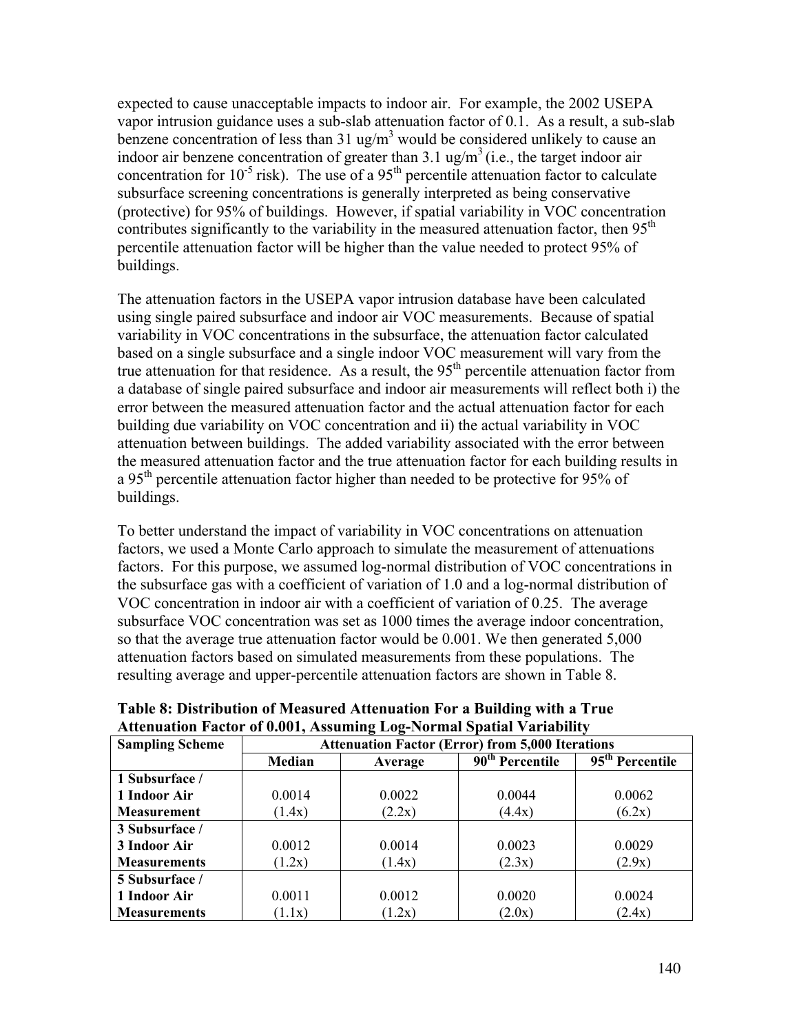expected to cause unacceptable impacts to indoor air. For example, the 2002 USEPA vapor intrusion guidance uses a sub-slab attenuation factor of 0.1. As a result, a sub-slab benzene concentration of less than 31 ug/m$^3$ would be considered unlikely to cause an indoor air benzene concentration of greater than 3.1 ug/m$^3$ (i.e., the target indoor air concentration for $10^{-5}$ risk). The use of a 95$^{th}$ percentile attenuation factor to calculate subsurface screening concentrations is generally interpreted as being conservative (protective) for 95% of buildings. However, if spatial variability in VOC concentration contributes significantly to the variability in the measured attenuation factor, then 95$^{th}$ percentile attenuation factor will be higher than the value needed to protect 95% of buildings.

The attenuation factors in the USEPA vapor intrusion database have been calculated using single paired subsurface and indoor air VOC measurements. Because of spatial variability in VOC concentrations in the subsurface, the attenuation factor calculated based on a single subsurface and a single indoor VOC measurement will vary from the true attenuation for that residence. As a result, the 95$^{th}$ percentile attenuation factor from a database of single paired subsurface and indoor air measurements will reflect both i) the error between the measured attenuation factor and the actual attenuation factor for each building due variability on VOC concentration and ii) the actual variability in VOC attenuation between buildings. The added variability associated with the error between the measured attenuation factor and the true attenuation factor for each building results in a 95$^{th}$ percentile attenuation factor higher than needed to be protective for 95% of buildings.

To better understand the impact of variability in VOC concentrations on attenuation factors, we used a Monte Carlo approach to simulate the measurement of attenuations factors. For this purpose, we assumed log-normal distribution of VOC concentrations in the subsurface gas with a coefficient of variation of 1.0 and a log-normal distribution of VOC concentration in indoor air with a coefficient of variation of 0.25. The average subsurface VOC concentration was set as 1000 times the average indoor concentration, so that the average true attenuation factor would be 0.001. We then generated 5,000 attenuation factors based on simulated measurements from these populations. The resulting average and upper-percentile attenuation factors are shown in Table 8.

**Table 8: Distribution of Measured Attenuation For a Building with a True Attenuation Factor of 0.001, Assuming Log-Normal Spatial Variability**

| Sampling Scheme | Attenuation Factor (Error) from 5,000 Iterations | | | |
|---|---|---|---|---|
| | Median | Average | 90$^{th}$ Percentile | 95$^{th}$ Percentile |
| **1 Subsurface / 1 Indoor Air Measurement** | 0.0014 (1.4x) | 0.0022 (2.2x) | 0.0044 (4.4x) | 0.0062 (6.2x) |
| **3 Subsurface / 3 Indoor Air Measurements** | 0.0012 (1.2x) | 0.0014 (1.4x) | 0.0023 (2.3x) | 0.0029 (2.9x) |
| **5 Subsurface / 1 Indoor Air Measurements** | 0.0011 (1.1x) | 0.0012 (1.2x) | 0.0020 (2.0x) | 0.0024 (2.4x) |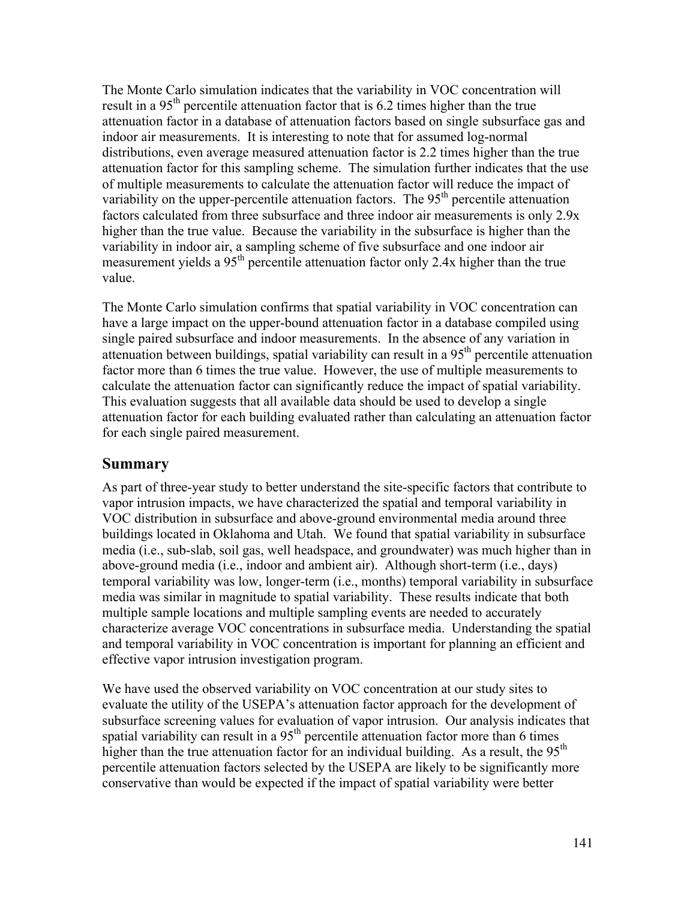The Monte Carlo simulation indicates that the variability in VOC concentration will result in a 95th percentile attenuation factor that is 6.2 times higher than the true attenuation factor in a database of attenuation factors based on single subsurface gas and indoor air measurements. It is interesting to note that for assumed log-normal distributions, even average measured attenuation factor is 2.2 times higher than the true attenuation factor for this sampling scheme. The simulation further indicates that the use of multiple measurements to calculate the attenuation factor will reduce the impact of variability on the upper-percentile attenuation factors. The 95th percentile attenuation factors calculated from three subsurface and three indoor air measurements is only 2.9x higher than the true value. Because the variability in the subsurface is higher than the variability in indoor air, a sampling scheme of five subsurface and one indoor air measurement yields a 95th percentile attenuation factor only 2.4x higher than the true value.

The Monte Carlo simulation confirms that spatial variability in VOC concentration can have a large impact on the upper-bound attenuation factor in a database compiled using single paired subsurface and indoor measurements. In the absence of any variation in attenuation between buildings, spatial variability can result in a 95th percentile attenuation factor more than 6 times the true value. However, the use of multiple measurements to calculate the attenuation factor can significantly reduce the impact of spatial variability. This evaluation suggests that all available data should be used to develop a single attenuation factor for each building evaluated rather than calculating an attenuation factor for each single paired measurement.

## Summary

As part of three-year study to better understand the site-specific factors that contribute to vapor intrusion impacts, we have characterized the spatial and temporal variability in VOC distribution in subsurface and above-ground environmental media around three buildings located in Oklahoma and Utah. We found that spatial variability in subsurface media (i.e., sub-slab, soil gas, well headspace, and groundwater) was much higher than in above-ground media (i.e., indoor and ambient air). Although short-term (i.e., days) temporal variability was low, longer-term (i.e., months) temporal variability in subsurface media was similar in magnitude to spatial variability. These results indicate that both multiple sample locations and multiple sampling events are needed to accurately characterize average VOC concentrations in subsurface media. Understanding the spatial and temporal variability in VOC concentration is important for planning an efficient and effective vapor intrusion investigation program.

We have used the observed variability on VOC concentration at our study sites to evaluate the utility of the USEPA's attenuation factor approach for the development of subsurface screening values for evaluation of vapor intrusion. Our analysis indicates that spatial variability can result in a 95th percentile attenuation factor more than 6 times higher than the true attenuation factor for an individual building. As a result, the 95th percentile attenuation factors selected by the USEPA are likely to be significantly more conservative than would be expected if the impact of spatial variability were better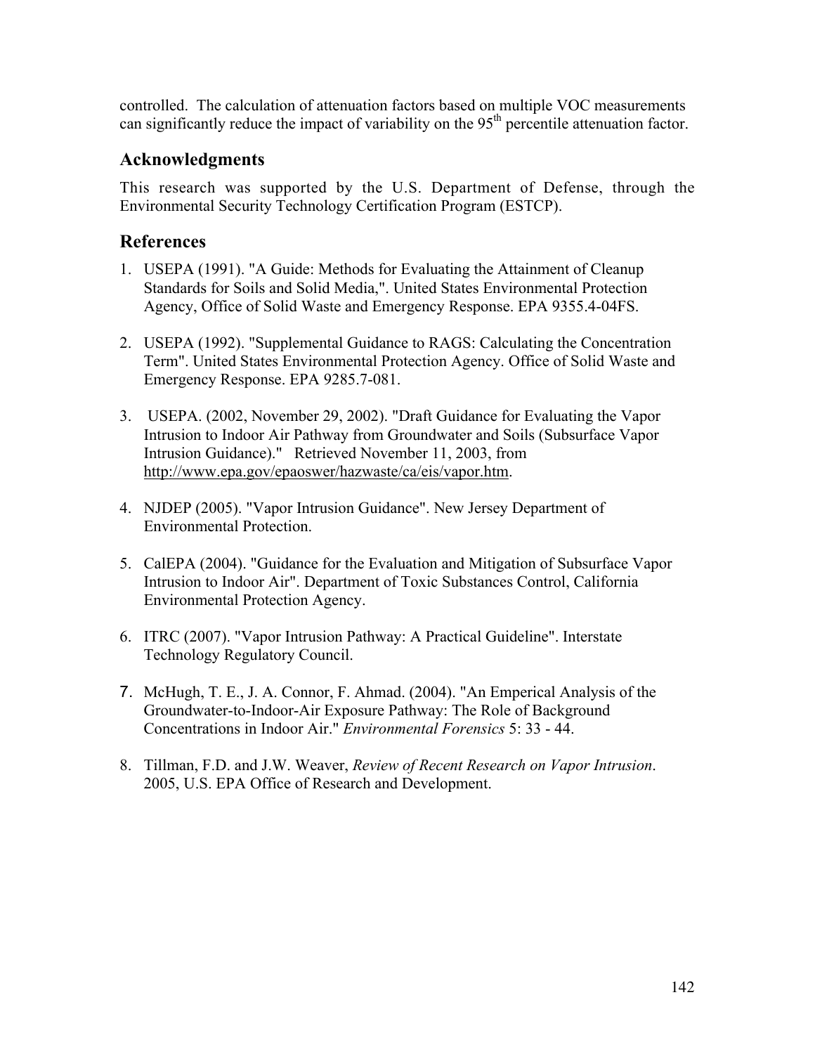controlled. The calculation of attenuation factors based on multiple VOC measurements can significantly reduce the impact of variability on the 95th percentile attenuation factor.

## Acknowledgments

This research was supported by the U.S. Department of Defense, through the Environmental Security Technology Certification Program (ESTCP).

## References

1. USEPA (1991). "A Guide: Methods for Evaluating the Attainment of Cleanup Standards for Soils and Solid Media,". United States Environmental Protection Agency, Office of Solid Waste and Emergency Response. EPA 9355.4-04FS.

2. USEPA (1992). "Supplemental Guidance to RAGS: Calculating the Concentration Term". United States Environmental Protection Agency. Office of Solid Waste and Emergency Response. EPA 9285.7-081.

3. USEPA. (2002, November 29, 2002). "Draft Guidance for Evaluating the Vapor Intrusion to Indoor Air Pathway from Groundwater and Soils (Subsurface Vapor Intrusion Guidance)." Retrieved November 11, 2003, from http://www.epa.gov/epaoswer/hazwaste/ca/eis/vapor.htm.

4. NJDEP (2005). "Vapor Intrusion Guidance". New Jersey Department of Environmental Protection.

5. CalEPA (2004). "Guidance for the Evaluation and Mitigation of Subsurface Vapor Intrusion to Indoor Air". Department of Toxic Substances Control, California Environmental Protection Agency.

6. ITRC (2007). "Vapor Intrusion Pathway: A Practical Guideline". Interstate Technology Regulatory Council.

7. McHugh, T. E., J. A. Connor, F. Ahmad. (2004). "An Emperical Analysis of the Groundwater-to-Indoor-Air Exposure Pathway: The Role of Background Concentrations in Indoor Air." *Environmental Forensics* 5: 33 - 44.

8. Tillman, F.D. and J.W. Weaver, *Review of Recent Research on Vapor Intrusion*. 2005, U.S. EPA Office of Research and Development.